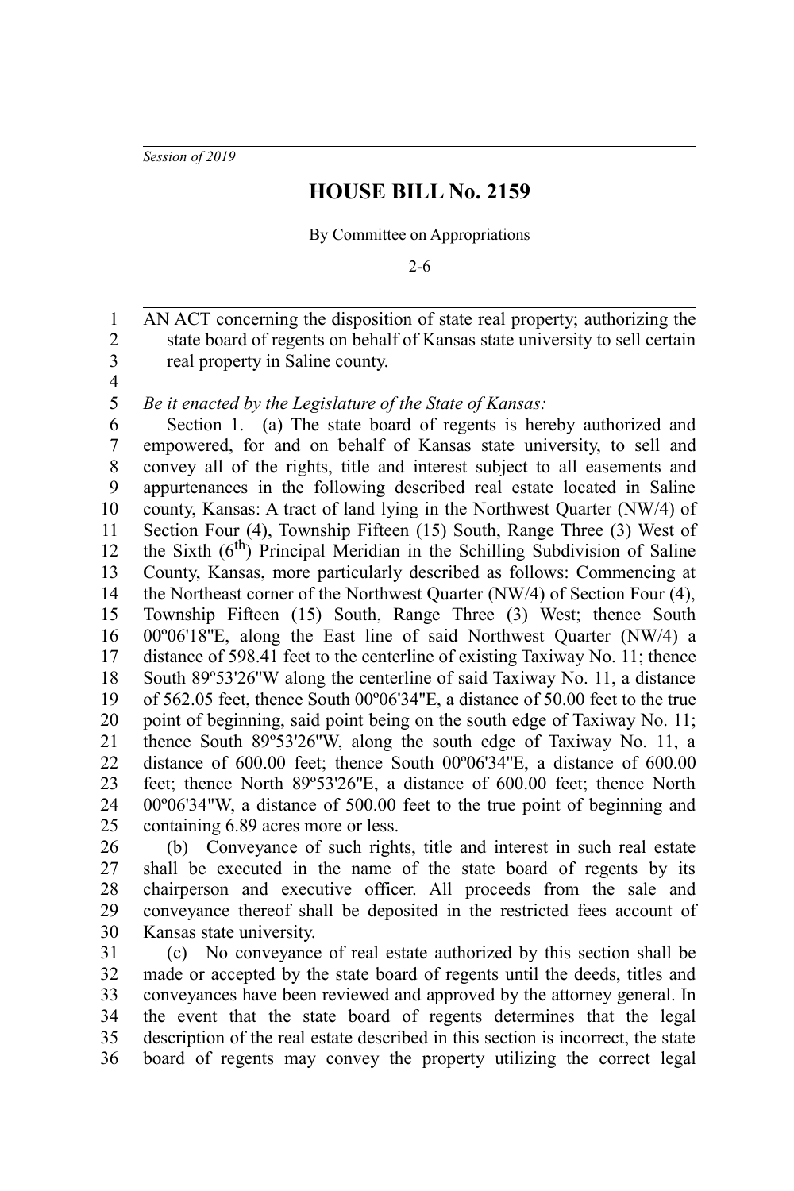*Session of 2019*

# HOUSE BILL No. 2159

By Committee on Appropriations

2-6

AN ACT concerning the disposition of state real property; authorizing the state board of regents on behalf of Kansas state university to sell certain real property in Saline county.

*Be it enacted by the Legislature of the State of Kansas:*

Section 1. (a) The state board of regents is hereby authorized and empowered, for and on behalf of Kansas state university, to sell and convey all of the rights, title and interest subject to all easements and appurtenances in the following described real estate located in Saline county, Kansas: A tract of land lying in the Northwest Quarter (NW/4) of Section Four (4), Township Fifteen (15) South, Range Three (3) West of the Sixth (6th) Principal Meridian in the Schilling Subdivision of Saline County, Kansas, more particularly described as follows: Commencing at the Northeast corner of the Northwest Quarter (NW/4) of Section Four (4), Township Fifteen (15) South, Range Three (3) West; thence South 00º06'18"E, along the East line of said Northwest Quarter (NW/4) a distance of 598.41 feet to the centerline of existing Taxiway No. 11; thence South 89º53'26"W along the centerline of said Taxiway No. 11, a distance of 562.05 feet, thence South 00º06'34"E, a distance of 50.00 feet to the true point of beginning, said point being on the south edge of Taxiway No. 11; thence South 89º53'26"W, along the south edge of Taxiway No. 11, a distance of 600.00 feet; thence South 00º06'34"E, a distance of 600.00 feet; thence North 89º53'26"E, a distance of 600.00 feet; thence North 00º06'34"W, a distance of 500.00 feet to the true point of beginning and containing 6.89 acres more or less.

(b) Conveyance of such rights, title and interest in such real estate shall be executed in the name of the state board of regents by its chairperson and executive officer. All proceeds from the sale and conveyance thereof shall be deposited in the restricted fees account of Kansas state university.

(c) No conveyance of real estate authorized by this section shall be made or accepted by the state board of regents until the deeds, titles and conveyances have been reviewed and approved by the attorney general. In the event that the state board of regents determines that the legal description of the real estate described in this section is incorrect, the state board of regents may convey the property utilizing the correct legal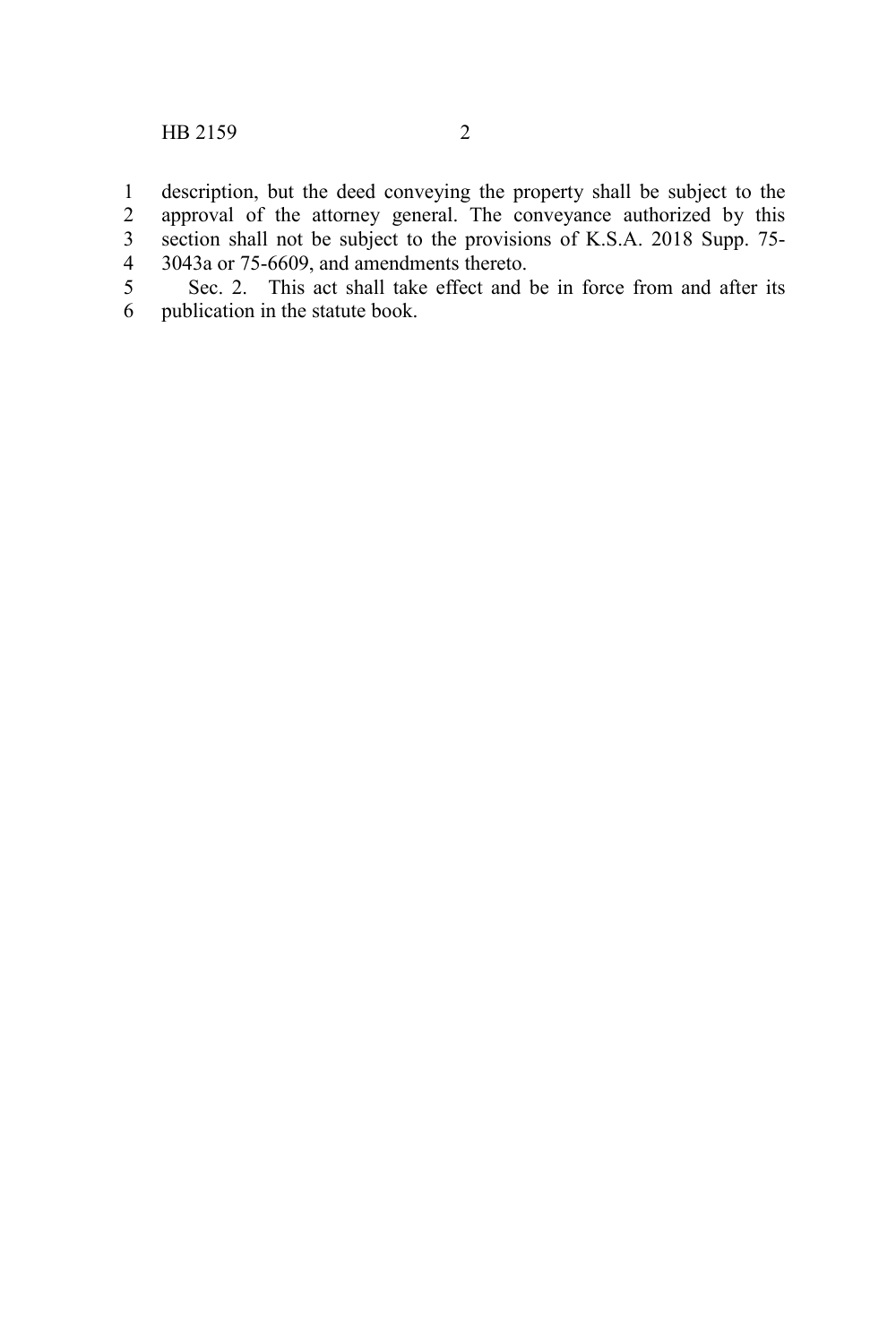description, but the deed conveying the property shall be subject to the approval of the attorney general. The conveyance authorized by this section shall not be subject to the provisions of K.S.A. 2018 Supp. 75-3043a or 75-6609, and amendments thereto.

Sec. 2. This act shall take effect and be in force from and after its publication in the statute book.